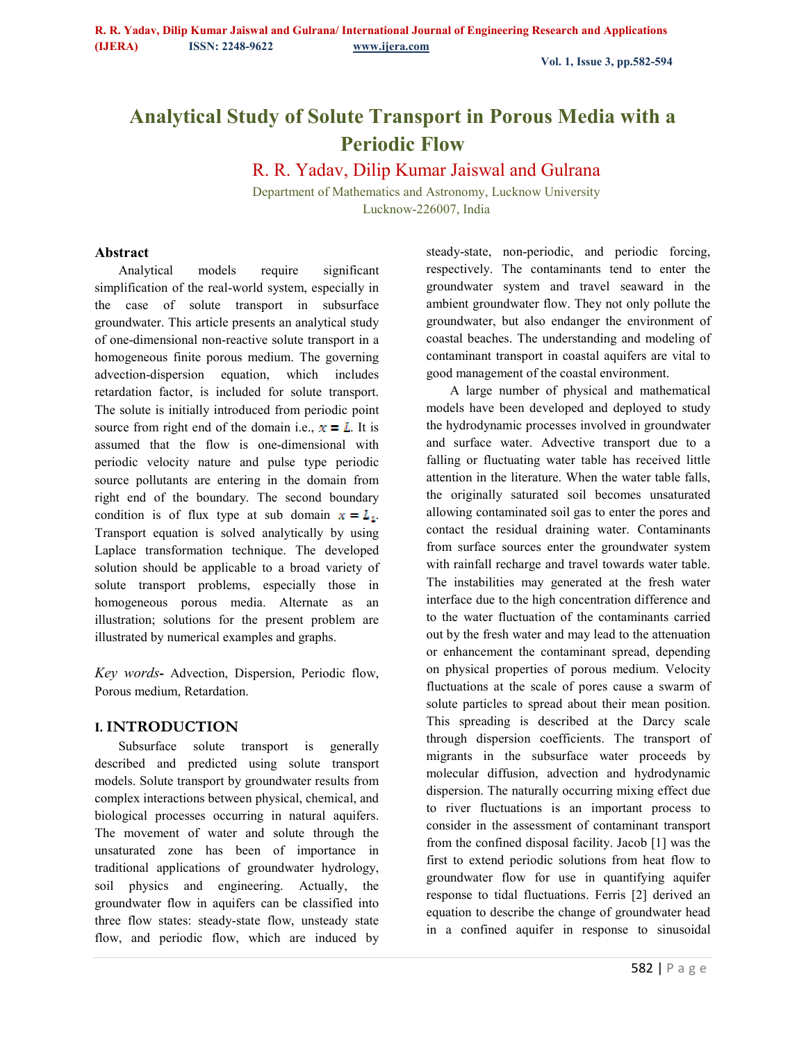# Analytical Study of Solute Transport in Porous Media with a Periodic Flow

R. R. Yadav, Dilip Kumar Jaiswal and Gulrana

Department of Mathematics and Astronomy, Lucknow University
Lucknow-226007, India

## Abstract

Analytical models require significant simplification of the real-world system, especially in the case of solute transport in subsurface groundwater. This article presents an analytical study of one-dimensional non-reactive solute transport in a homogeneous finite porous medium. The governing advection-dispersion equation, which includes retardation factor, is included for solute transport. The solute is initially introduced from periodic point source from right end of the domain i.e., $x = L$. It is assumed that the flow is one-dimensional with periodic velocity nature and pulse type periodic source pollutants are entering in the domain from right end of the boundary. The second boundary condition is of flux type at sub domain $x = L_1$. Transport equation is solved analytically by using Laplace transformation technique. The developed solution should be applicable to a broad variety of solute transport problems, especially those in homogeneous porous media. Alternate as an illustration; solutions for the present problem are illustrated by numerical examples and graphs.

*Key words*- Advection, Dispersion, Periodic flow, Porous medium, Retardation.

## I. INTRODUCTION

Subsurface solute transport is generally described and predicted using solute transport models. Solute transport by groundwater results from complex interactions between physical, chemical, and biological processes occurring in natural aquifers. The movement of water and solute through the unsaturated zone has been of importance in traditional applications of groundwater hydrology, soil physics and engineering. Actually, the groundwater flow in aquifers can be classified into three flow states: steady-state flow, unsteady state flow, and periodic flow, which are induced by steady-state, non-periodic, and periodic forcing, respectively. The contaminants tend to enter the groundwater system and travel seaward in the ambient groundwater flow. They not only pollute the groundwater, but also endanger the environment of coastal beaches. The understanding and modeling of contaminant transport in coastal aquifers are vital to good management of the coastal environment.

A large number of physical and mathematical models have been developed and deployed to study the hydrodynamic processes involved in groundwater and surface water. Advective transport due to a falling or fluctuating water table has received little attention in the literature. When the water table falls, the originally saturated soil becomes unsaturated allowing contaminated soil gas to enter the pores and contact the residual draining water. Contaminants from surface sources enter the groundwater system with rainfall recharge and travel towards water table. The instabilities may generated at the fresh water interface due to the high concentration difference and to the water fluctuation of the contaminants carried out by the fresh water and may lead to the attenuation or enhancement the contaminant spread, depending on physical properties of porous medium. Velocity fluctuations at the scale of pores cause a swarm of solute particles to spread about their mean position. This spreading is described at the Darcy scale through dispersion coefficients. The transport of migrants in the subsurface water proceeds by molecular diffusion, advection and hydrodynamic dispersion. The naturally occurring mixing effect due to river fluctuations is an important process to consider in the assessment of contaminant transport from the confined disposal facility. Jacob [1] was the first to extend periodic solutions from heat flow to groundwater flow for use in quantifying aquifer response to tidal fluctuations. Ferris [2] derived an equation to describe the change of groundwater head in a confined aquifer in response to sinusoidal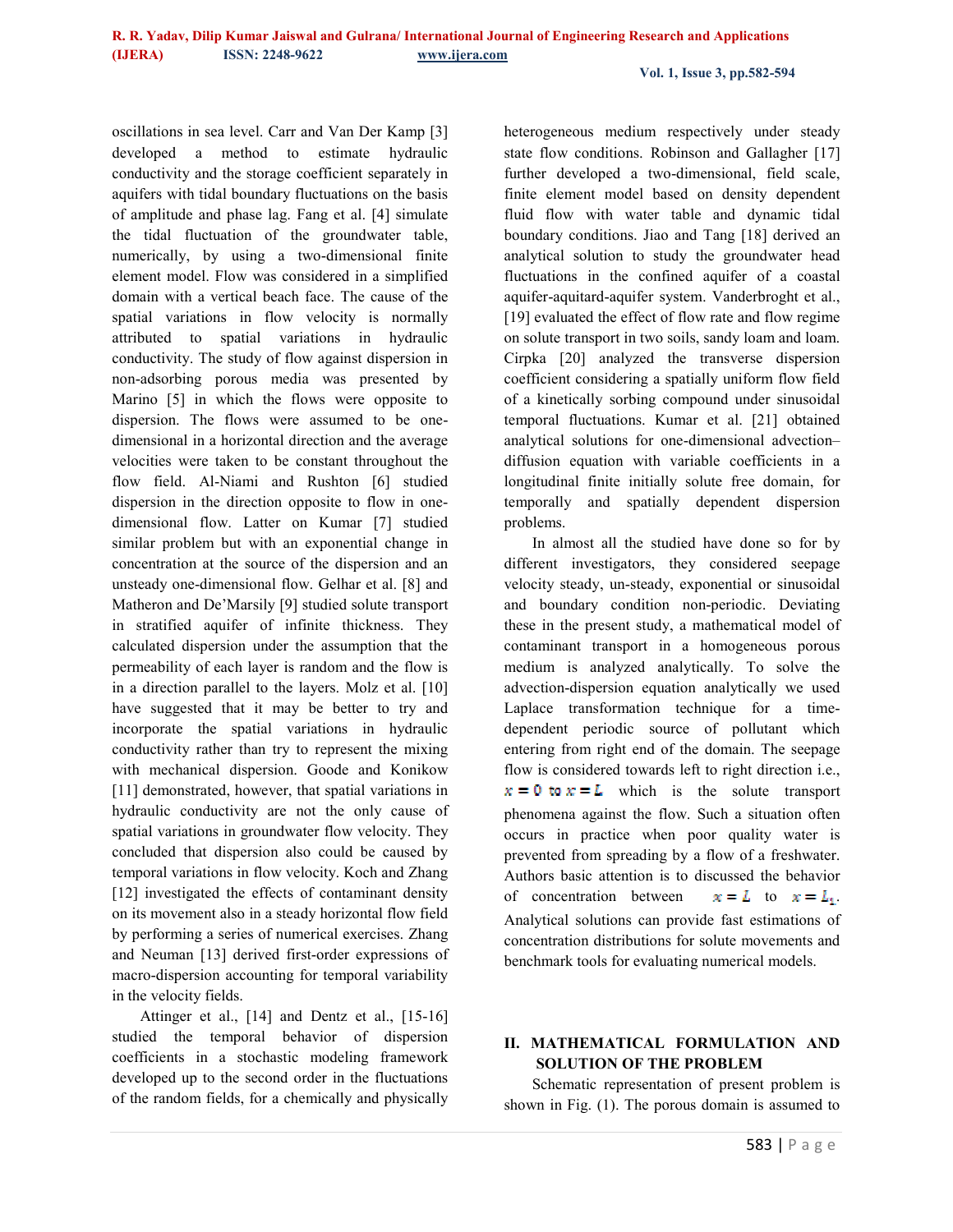oscillations in sea level. Carr and Van Der Kamp [3] developed a method to estimate hydraulic conductivity and the storage coefficient separately in aquifers with tidal boundary fluctuations on the basis of amplitude and phase lag. Fang et al. [4] simulate the tidal fluctuation of the groundwater table, numerically, by using a two-dimensional finite element model. Flow was considered in a simplified domain with a vertical beach face. The cause of the spatial variations in flow velocity is normally attributed to spatial variations in hydraulic conductivity. The study of flow against dispersion in non-adsorbing porous media was presented by Marino [5] in which the flows were opposite to dispersion. The flows were assumed to be one-dimensional in a horizontal direction and the average velocities were taken to be constant throughout the flow field. Al-Niami and Rushton [6] studied dispersion in the direction opposite to flow in one-dimensional flow. Latter on Kumar [7] studied similar problem but with an exponential change in concentration at the source of the dispersion and an unsteady one-dimensional flow. Gelhar et al. [8] and Matheron and De'Marsily [9] studied solute transport in stratified aquifer of infinite thickness. They calculated dispersion under the assumption that the permeability of each layer is random and the flow is in a direction parallel to the layers. Molz et al. [10] have suggested that it may be better to try and incorporate the spatial variations in hydraulic conductivity rather than try to represent the mixing with mechanical dispersion. Goode and Konikow [11] demonstrated, however, that spatial variations in hydraulic conductivity are not the only cause of spatial variations in groundwater flow velocity. They concluded that dispersion also could be caused by temporal variations in flow velocity. Koch and Zhang [12] investigated the effects of contaminant density on its movement also in a steady horizontal flow field by performing a series of numerical exercises. Zhang and Neuman [13] derived first-order expressions of macro-dispersion accounting for temporal variability in the velocity fields.

Attinger et al., [14] and Dentz et al., [15-16] studied the temporal behavior of dispersion coefficients in a stochastic modeling framework developed up to the second order in the fluctuations of the random fields, for a chemically and physically heterogeneous medium respectively under steady state flow conditions. Robinson and Gallagher [17] further developed a two-dimensional, field scale, finite element model based on density dependent fluid flow with water table and dynamic tidal boundary conditions. Jiao and Tang [18] derived an analytical solution to study the groundwater head fluctuations in the confined aquifer of a coastal aquifer-aquitard-aquifer system. Vanderbroght et al., [19] evaluated the effect of flow rate and flow regime on solute transport in two soils, sandy loam and loam. Cirpka [20] analyzed the transverse dispersion coefficient considering a spatially uniform flow field of a kinetically sorbing compound under sinusoidal temporal fluctuations. Kumar et al. [21] obtained analytical solutions for one-dimensional advection–diffusion equation with variable coefficients in a longitudinal finite initially solute free domain, for temporally and spatially dependent dispersion problems.

In almost all the studied have done so for by different investigators, they considered seepage velocity steady, un-steady, exponential or sinusoidal and boundary condition non-periodic. Deviating these in the present study, a mathematical model of contaminant transport in a homogeneous porous medium is analyzed analytically. To solve the advection-dispersion equation analytically we used Laplace transformation technique for a time-dependent periodic source of pollutant which entering from right end of the domain. The seepage flow is considered towards left to right direction i.e., $x = 0$ to $x = L$ which is the solute transport phenomena against the flow. Such a situation often occurs in practice when poor quality water is prevented from spreading by a flow of a freshwater. Authors basic attention is to discussed the behavior of concentration between $x = L$ to $x = L_1$. Analytical solutions can provide fast estimations of concentration distributions for solute movements and benchmark tools for evaluating numerical models.

## II. MATHEMATICAL FORMULATION AND SOLUTION OF THE PROBLEM

Schematic representation of present problem is shown in Fig. (1). The porous domain is assumed to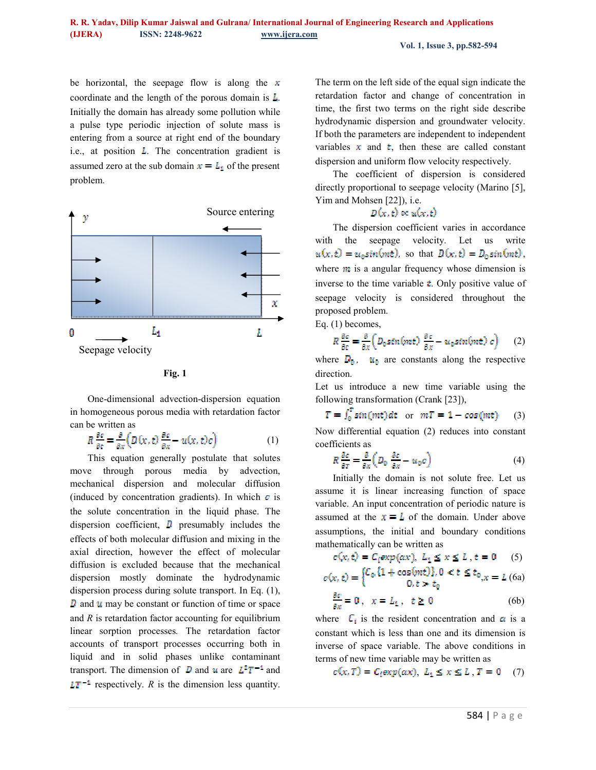be horizontal, the seepage flow is along the $x$ coordinate and the length of the porous domain is $L$. Initially the domain has already some pollution while a pulse type periodic injection of solute mass is entering from a source at right end of the boundary i.e., at position $L$. The concentration gradient is assumed zero at the sub domain $x = L_1$ of the present problem.

y

Source entering

x

0

$L_1$

$L$

Seepage velocity

**Fig. 1**

One-dimensional advection-dispersion equation in homogeneous porous media with retardation factor can be written as

$$R\frac{\partial c}{\partial t} = \frac{\partial}{\partial x}\left(D(x,t)\frac{\partial c}{\partial x} - u(x,t)c\right) \quad (1)$$

This equation generally postulate that solutes move through porous media by advection, mechanical dispersion and molecular diffusion (induced by concentration gradients). In which $c$ is the solute concentration in the liquid phase. The dispersion coefficient, $D$ presumably includes the effects of both molecular diffusion and mixing in the axial direction, however the effect of molecular diffusion is excluded because that the mechanical dispersion mostly dominate the hydrodynamic dispersion process during solute transport. In Eq. (1), $D$ and $u$ may be constant or function of time or space and $R$ is retardation factor accounting for equilibrium linear sorption processes. The retardation factor accounts of transport processes occurring both in liquid and in solid phases unlike contaminant transport. The dimension of $D$ and $u$ are $L^2T^{-1}$ and $LT^{-1}$ respectively. $R$ is the dimension less quantity.

The term on the left side of the equal sign indicate the retardation factor and change of concentration in time, the first two terms on the right side describe hydrodynamic dispersion and groundwater velocity. If both the parameters are independent to independent variables $x$ and $t$, then these are called constant dispersion and uniform flow velocity respectively.

The coefficient of dispersion is considered directly proportional to seepage velocity (Marino [5], Yim and Mohsen [22]), i.e.

$$D(x,t) \propto u(x,t)$$

The dispersion coefficient varies in accordance with the seepage velocity. Let us write $u(x,t) = u_0 \sin(mt)$, so that $D(x,t) = D_0 \sin(mt)$, where $m$ is a angular frequency whose dimension is inverse to the time variable $t$. Only positive value of seepage velocity is considered throughout the proposed problem.

Eq. (1) becomes,

$$R\frac{\partial c}{\partial t} = \frac{\partial}{\partial x}\left(D_0 \sin(mt)\frac{\partial c}{\partial x} - u_0 \sin(mt)\, c\right) \quad (2)$$

where $D_0$, $u_0$ are constants along the respective direction.

Let us introduce a new time variable using the following transformation (Crank [23]),

$$T = \int_0^t \sin(mt)\,dt \quad \text{or} \quad mT = 1 - \cos(mt) \quad (3)$$

Now differential equation (2) reduces into constant coefficients as

$$R\frac{\partial c}{\partial T} = \frac{\partial}{\partial x}\left(D_0\frac{\partial c}{\partial x} - u_0 c\right) \quad (4)$$

Initially the domain is not solute free. Let us assume it is linear increasing function of space variable. An input concentration of periodic nature is assumed at the $x = L$ of the domain. Under above assumptions, the initial and boundary conditions mathematically can be written as

$$c(x,t) = C_i \exp(ax),\ L_1 \le x \le L,\ t = 0 \quad (5)$$

$$c(x,t) = \begin{cases} C_0\{1+\cos(mt)\}, & 0 < t \le t_0 \\ 0, & t > t_0 \end{cases},\ x = L \quad (6a)$$

$$\frac{\partial c}{\partial x} = 0,\quad x = L_1,\quad t \ge 0 \quad (6b)$$

where $C_i$ is the resident concentration and $a$ is a constant which is less than one and its dimension is inverse of space variable. The above conditions in terms of new time variable may be written as

$$c(x,T) = C_i \exp(ax),\ L_1 \le x \le L,\ T = 0 \quad (7)$$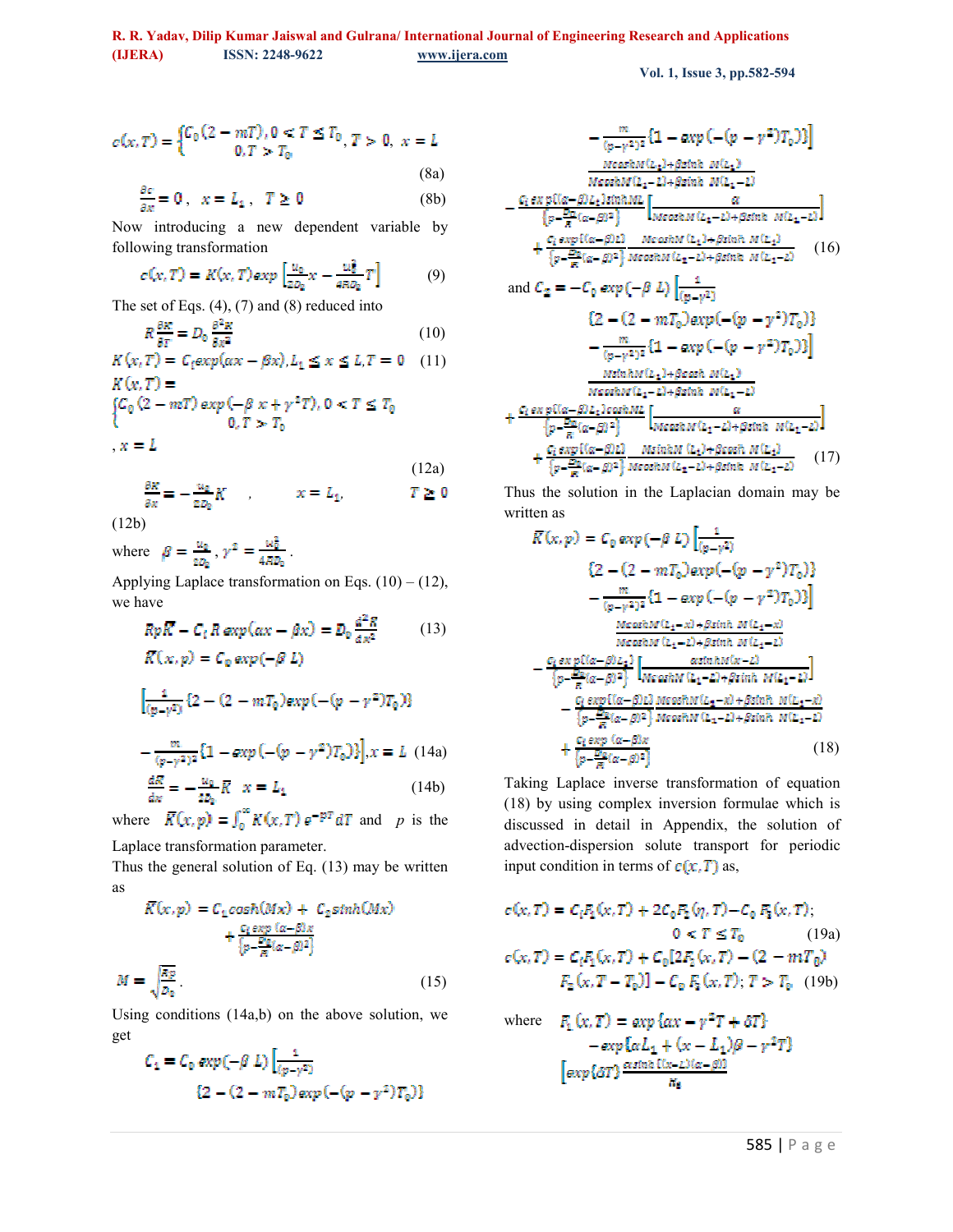$$c(x,T) = \begin{cases} C_0(2 - mT), 0 < T \leq T_0 \\ 0, T > T_0 \end{cases}, T > 0, \ x = L \tag{8a}$$

$$\frac{\partial c}{\partial x} = 0, \quad x = L_1, \quad T \geq 0 \tag{8b}$$

Now introducing a new dependent variable by following transformation

$$c(x,T) = K(x,T)\exp\left[\frac{u_0}{2D_0}x - \frac{u_0^2}{4RD_0}T\right] \tag{9}$$

The set of Eqs. (4), (7) and (8) reduced into

$$R\frac{\partial K}{\partial T} = D_0\frac{\partial^2 K}{\partial x^2} \tag{10}$$

$$K(x,T) = C_i \exp(\alpha x - \beta x), L_1 \leq x \leq L, T = 0 \tag{11}$$

$$K(x,T) = \begin{cases} C_0(2 - mT)\exp(-\beta x + \gamma^2 T), 0 < T \leq T_0 \\ 0, T > T_0 \end{cases}, x = L \tag{12a}$$

$$\frac{\partial K}{\partial x} = -\frac{u_0}{2D_0}K, \qquad x = L_1, \qquad T \geq 0 \tag{12b}$$

where $\beta = \frac{u_0}{2D_0}, \gamma^2 = \frac{u_0^2}{4RD_0}$.

Applying Laplace transformation on Eqs. (10) – (12), we have

$$Rp\bar{K} - C_i R\exp(\alpha x - \beta x) = D_0\frac{d^2\bar{K}}{dx^2} \tag{13}$$

$$\bar{K}(x,p) = C_0\exp(-\beta L)\left[\frac{1}{(p-\gamma^2)}\{2 - (2 - mT_0)\exp(-(p-\gamma^2)T_0)\} - \frac{m}{(p-\gamma^2)^2}\{1 - \exp(-(p-\gamma^2)T_0)\}\right], x = L \tag{14a}$$

$$\frac{d\bar{K}}{dx} = -\frac{u_0}{2D_0}\bar{K} \quad x = L_1 \tag{14b}$$

where $\bar{K}(x,p) = \int_0^\infty K(x,T)\, e^{-pT} dT$ and $p$ is the Laplace transformation parameter.

Thus the general solution of Eq. (13) may be written as

$$\bar{K}(x,p) = C_1\cosh(Mx) + C_2\sinh(Mx) + \frac{C_i\exp(\alpha-\beta)x}{\left[p - \frac{D_0}{R}(\alpha-\beta)^2\right]}$$

$$M = \sqrt{\frac{Rp}{D_0}}. \tag{15}$$

Using conditions (14a,b) on the above solution, we get

$$C_1 = C_0\exp(-\beta L)\left[\frac{1}{(p-\gamma^2)}\{2 - (2 - mT_0)\exp(-(p-\gamma^2)T_0)\} - \frac{m}{(p-\gamma^2)^2}\{1 - \exp(-(p-\gamma^2)T_0)\}\right]\frac{M\cosh M(L_1) + \beta\sinh M(L_1)}{M\cosh M(L_1 - L) + \beta\sinh M(L_1 - L)}$$

$$- \frac{C_i\exp[(\alpha-\beta)L_1]\sinh ML}{\left[p - \frac{D_0}{R}(\alpha-\beta)^2\right]}\left[\frac{\alpha}{M\cosh M(L_1-L) + \beta\sinh M(L_1-L)}\right]$$

$$+ \frac{C_i\exp[(\alpha-\beta)L]}{\left[p - \frac{D_0}{R}(\alpha-\beta)^2\right]}\frac{M\cosh M(L_1) + \beta\sinh M(L_1)}{M\cosh M(L_1-L) + \beta\sinh M(L_1-L)} \tag{16}$$

and

$$C_2 = -C_0\exp(-\beta L)\left[\frac{1}{(p-\gamma^2)}\{2 - (2 - mT_0)\exp(-(p-\gamma^2)T_0)\} - \frac{m}{(p-\gamma^2)^2}\{1 - \exp(-(p-\gamma^2)T_0)\}\right]\frac{M\sinh M(L_1) + \beta\cosh M(L_1)}{M\cosh M(L_1 - L) + \beta\sinh M(L_1 - L)}$$

$$+ \frac{C_i\exp[(\alpha-\beta)L_1]\cosh ML}{\left[p - \frac{D_0}{R}(\alpha-\beta)^2\right]}\left[\frac{\alpha}{M\cosh M(L_1-L) + \beta\sinh M(L_1-L)}\right]$$

$$+ \frac{C_i\exp[(\alpha-\beta)L]}{\left[p - \frac{D_0}{R}(\alpha-\beta)^2\right]}\frac{M\sinh M(L_1) + \beta\cosh M(L_1)}{M\cosh M(L_1-L) + \beta\sinh M(L_1-L)} \tag{17}$$

Thus the solution in the Laplacian domain may be written as

$$\bar{K}(x,p) = C_0\exp(-\beta L)\left[\frac{1}{(p-\gamma^2)}\{2 - (2 - mT_0)\exp(-(p-\gamma^2)T_0)\} - \frac{m}{(p-\gamma^2)^2}\{1 - \exp(-(p-\gamma^2)T_0)\}\right]\frac{M\cosh M(L_1 - x) + \beta\sinh M(L_1 - x)}{M\cosh M(L_1 - L) + \beta\sinh M(L_1 - L)}$$

$$- \frac{C_i\exp[(\alpha-\beta)L_1]}{\left[p - \frac{D_0}{R}(\alpha-\beta)^2\right]}\left[\frac{\alpha\sinh M(x-L)}{M\cosh M(L_1-L) + \beta\sinh M(L_1-L)}\right]$$

$$- \frac{C_i\exp[(\alpha-\beta)L]}{\left[p - \frac{D_0}{R}(\alpha-\beta)^2\right]}\frac{M\cosh M(L_1-x) + \beta\sinh M(L_1-x)}{M\cosh M(L_1-L) + \beta\sinh M(L_1-L)}$$

$$+ \frac{C_i\exp(\alpha-\beta)x}{\left[p - \frac{D_0}{R}(\alpha-\beta)^2\right]} \tag{18}$$

Taking Laplace inverse transformation of equation (18) by using complex inversion formulae which is discussed in detail in Appendix, the solution of advection-dispersion solute transport for periodic input condition in terms of $c(x,T)$ as,

$$c(x,T) = C_iF_1(x,T) + 2C_0F_2(\eta,T) - C_0F_3(x,T); \quad 0 < T \leq T_0 \tag{19a}$$

$$c(x,T) = C_iF_1(x,T) + C_0[2F_2(x,T) - (2 - mT_0)F_2(x,T - T_0)] - C_0F_3(x,T); T > T_0 \tag{19b}$$

where

$$F_1(x,T) = \exp\{\alpha x - \gamma^2 T + \delta T\} - \exp\{\alpha L_1 + (x - L_1)\beta - \gamma^2 T\}\left[\exp\{\delta T\}\frac{\alpha\sinh[(x-L)(\alpha-\beta)]}{\eta_2}\right.$$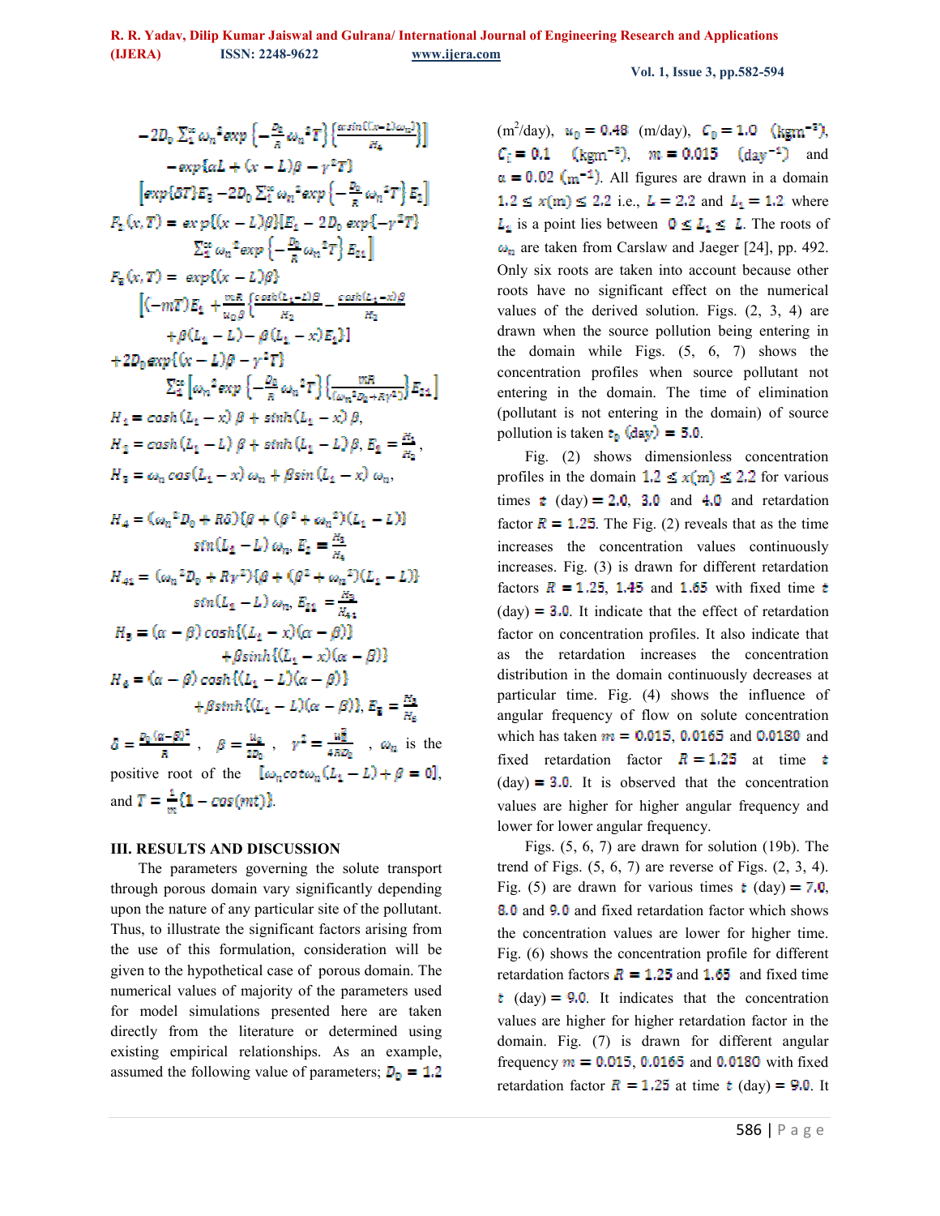$$-2D_0 \sum_1^{\infty} \omega_n^2 exp\left\{-\frac{D_0}{R}\omega_n^2 T\right\}\left\{\frac{\alpha sin((x-L)\omega_n)}{H_4}\right\}\Bigg]$$

$$-exp\{\alpha L + (x-L)\beta - \gamma^2 T\}$$

$$\left[exp\{\delta T\}E_3 - 2D_0 \sum_1^{\infty} \omega_n^2 exp\left\{-\frac{D_0}{R}\omega_n^2 T\right\} E_2\right]$$

$$F_2(x,T) = exp\{(x-L)\beta\}\Big[E_1 - 2D_0\, exp\{-\gamma^2 T\}$$

$$\sum_1^{\infty} \omega_n^2 exp\left\{-\frac{D_0}{R}\omega_n^2 T\right\} E_{21}\Big]$$

$$F_3(x,T) = exp\{(x-L)\beta\}$$

$$\left[(-mT)E_1 + \frac{mR}{u_0\beta}\left\{\frac{cosh(L_1-L)\beta}{H_2} - \frac{cosh(L_1-x)\beta}{H_2}\right.\right.$$

$$\left.\left. + \beta(L_1 - L) - \beta(L_1 - x)E_1\right\}\right]$$

$$+2D_0 exp\{(x-L)\beta - \gamma^2 T\}$$

$$\sum_1^{\infty}\left[\omega_n^2 exp\left\{-\frac{D_0}{R}\omega_n^2 T\right\}\left\{\frac{mR}{(\omega_n^2 D_0 + R\gamma^2)}\right\}E_{21}\right]$$

$$H_1 = cosh(L_1 - x)\,\beta + sinh(L_1 - x)\,\beta,$$

$$H_2 = cosh(L_1 - L)\,\beta + sinh(L_1 - L)\,\beta,\ E_1 = \frac{H_1}{H_2},$$

$$H_3 = \omega_n cos(L_1 - x)\,\omega_n + \beta sin(L_1 - x)\,\omega_n,$$

$$H_4 = (\omega_n^2 D_0 + R\delta)\{\beta + (\beta^2 + \omega_n^2)(L_1 - L)\}$$

$$sin(L_1 - L)\,\omega_n,\ E_2 = \frac{H_3}{H_4}$$

$$H_{41} = (\omega_n^2 D_0 + R\gamma^2)\{\beta + (\beta^2 + \omega_n^2)(L_1 - L)\}$$

$$sin(L_1 - L)\,\omega_n,\ E_{21} = \frac{H_3}{H_{41}}$$

$$H_5 = (\alpha - \beta)\, cosh\{(L_1 - x)(\alpha - \beta)\}$$

$$+\beta sinh\{(L_1 - x)(\alpha - \beta)\}$$

$$H_6 = (\alpha - \beta)\, cosh\{(L_1 - L)(\alpha - \beta)\}$$

$$+\beta sinh\{(L_1 - L)(\alpha - \beta)\},\ E_3 = \frac{H_5}{H_6}$$

$\delta = \frac{D_0(\alpha-\beta)^2}{R}$, $\beta = \frac{u_0}{2D_0}$, $\gamma^2 = \frac{u_0^2}{4RD_0}$, $\omega_n$ is the positive root of the $[\omega_n cot\omega_n(L_1 - L) + \beta = 0]$, and $T = \frac{1}{m}\{1 - cos(mt)\}$.

## III. RESULTS AND DISCUSSION

The parameters governing the solute transport through porous domain vary significantly depending upon the nature of any particular site of the pollutant. Thus, to illustrate the significant factors arising from the use of this formulation, consideration will be given to the hypothetical case of porous domain. The numerical values of majority of the parameters used for model simulations presented here are taken directly from the literature or determined using existing empirical relationships. As an example, assumed the following value of parameters; $D_0 = 1.2$ ($m^2$/day), $u_0 = 0.48$ (m/day), $C_0 = 1.0$ ($kgm^{-3}$), $C_i = 0.1$ ($kgm^{-3}$), $m = 0.015$ ($day^{-1}$) and $\alpha = 0.02$ ($m^{-1}$). All figures are drawn in a domain $1.2 \leq x(m) \leq 2.2$ i.e., $L = 2.2$ and $L_1 = 1.2$ where $L_1$ is a point lies between $0 \leq L_1 \leq L$. The roots of $\omega_n$ are taken from Carslaw and Jaeger [24], pp. 492. Only six roots are taken into account because other roots have no significant effect on the numerical values of the derived solution. Figs. (2, 3, 4) are drawn when the source pollution being entering in the domain while Figs. (5, 6, 7) shows the concentration profiles when source pollutant not entering in the domain. The time of elimination (pollutant is not entering in the domain) of source pollution is taken $t_0$ (day) $= 5.0$.

Fig. (2) shows dimensionless concentration profiles in the domain $1.2 \leq x(m) \leq 2.2$ for various times $t$ (day) $= 2.0$, $3.0$ and $4.0$ and retardation factor $R = 1.25$. The Fig. (2) reveals that as the time increases the concentration values continuously increases. Fig. (3) is drawn for different retardation factors $R = 1.25$, $1.45$ and $1.65$ with fixed time $t$ (day) $= 3.0$. It indicate that the effect of retardation factor on concentration profiles. It also indicate that as the retardation increases the concentration distribution in the domain continuously decreases at particular time. Fig. (4) shows the influence of angular frequency of flow on solute concentration which has taken $m = 0.015$, $0.0165$ and $0.0180$ and fixed retardation factor $R = 1.25$ at time $t$ (day) $= 3.0$. It is observed that the concentration values are higher for higher angular frequency and lower for lower angular frequency.

Figs. (5, 6, 7) are drawn for solution (19b). The trend of Figs. (5, 6, 7) are reverse of Figs. (2, 3, 4). Fig. (5) are drawn for various times $t$ (day) $= 7.0$, $8.0$ and $9.0$ and fixed retardation factor which shows the concentration values are lower for higher time. Fig. (6) shows the concentration profile for different retardation factors $R = 1.25$ and $1.65$ and fixed time $t$ (day) $= 9.0$. It indicates that the concentration values are higher for higher retardation factor in the domain. Fig. (7) is drawn for different angular frequency $m = 0.015$, $0.0165$ and $0.0180$ with fixed retardation factor $R = 1.25$ at time $t$ (day) $= 9.0$. It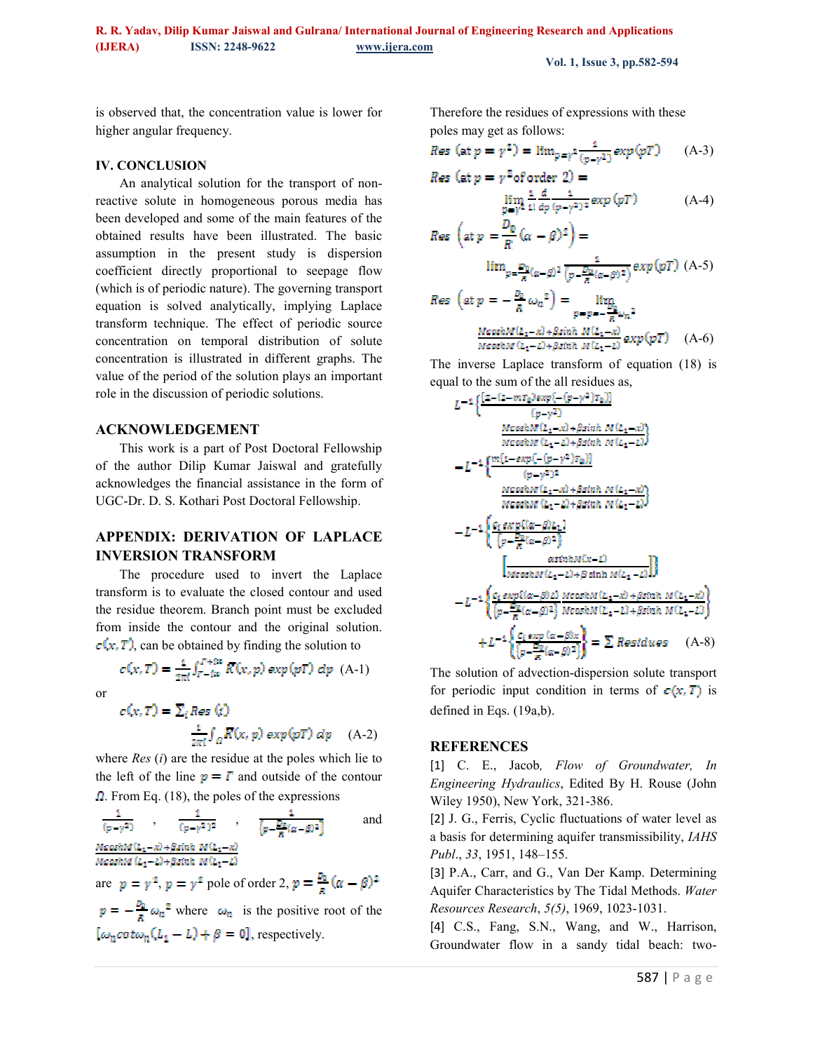is observed that, the concentration value is lower for higher angular frequency.

## IV. CONCLUSION

An analytical solution for the transport of non-reactive solute in homogeneous porous media has been developed and some of the main features of the obtained results have been illustrated. The basic assumption in the present study is dispersion coefficient directly proportional to seepage flow (which is of periodic nature). The governing transport equation is solved analytically, implying Laplace transform technique. The effect of periodic source concentration on temporal distribution of solute concentration is illustrated in different graphs. The value of the period of the solution plays an important role in the discussion of periodic solutions.

## ACKNOWLEDGEMENT

This work is a part of Post Doctoral Fellowship of the author Dilip Kumar Jaiswal and gratefully acknowledges the financial assistance in the form of UGC-Dr. D. S. Kothari Post Doctoral Fellowship.

## APPENDIX: DERIVATION OF LAPLACE INVERSION TRANSFORM

The procedure used to invert the Laplace transform is to evaluate the closed contour and used the residue theorem. Branch point must be excluded from inside the contour and the original solution. $c(x,T)$, can be obtained by finding the solution to

$$c(x,T)=\frac{1}{2\pi i}\int_{\Gamma-i\infty}^{\Gamma+i\infty}\bar{R}(x,p)\exp(pT)\,dp \quad \text{(A-1)}$$

or

$$c(x,T)=\sum_i Res\,(i)$$

$$\frac{1}{2\pi i}\int_{\Omega}\bar{R}(x,p)\exp(pT)\,dp \quad \text{(A-2)}$$

where *Res* ($i$) are the residue at the poles which lie to the left of the line $p=\Gamma$ and outside of the contour $\Omega$. From Eq. (18), the poles of the expressions

$\frac{1}{(p-\gamma^2)}$, $\frac{1}{(p-\gamma^2)^2}$, $\frac{1}{\left[p-\frac{D_0}{R}(\alpha-\beta)^2\right]}$ and $\frac{M\cosh M(L_1-x)+\beta\sinh M(L_1-x)}{M\cosh M(L_1-L)+\beta\sinh M(L_1-L)}$

are $p=\gamma^2$, $p=\gamma^2$ pole of order 2, $p=\frac{D_0}{R}(\alpha-\beta)^2$ $p=-\frac{D_0}{R}\omega_n^2$ where $\omega_n$ is the positive root of the $[\omega_n\cot\omega_n(L_1-L)+\beta=0]$, respectively.

Therefore the residues of expressions with these poles may get as follows:

$$Res\,(\text{at } p=\gamma^2)=\lim_{p=\gamma^2}\frac{1}{(p-\gamma^2)}\exp(pT) \quad \text{(A-3)}$$

$$Res\,(\text{at } p=\gamma^2 \text{ of order } 2)=$$

$$\lim_{p=\gamma^2}\frac{1}{1!}\frac{d}{dp}\frac{1}{(p-\gamma^2)^2}\exp(pT) \quad \text{(A-4)}$$

$$Res\left(\text{at } p=\frac{D_0}{R}(\alpha-\beta)^2\right)=$$

$$\lim_{p=\frac{D_0}{R}(\alpha-\beta)^2}\frac{1}{\left(p-\frac{D_0}{R}(\alpha-\beta)^2\right)}\exp(pT) \quad \text{(A-5)}$$

$$Res\left(\text{at } p=-\frac{D_0}{R}\omega_n^2\right)=\lim_{p=p=-\frac{D_0}{R}\omega_n^2}$$

$$\frac{M\cosh M(L_1-x)+\beta\sinh M(L_1-x)}{M\cosh M(L_1-L)+\beta\sinh M(L_1-L)}\exp(pT) \quad \text{(A-6)}$$

The inverse Laplace transform of equation (18) is equal to the sum of the all residues as,

$$L^{-1}\left\{\frac{[2-(2-mT_0)\exp\{-(p-\gamma^2)T_0\}]}{(p-\gamma^2)}\frac{M\cosh M(L_1-x)+\beta\sinh M(L_1-x)}{M\cosh M(L_1-L)+\beta\sinh M(L_1-L)}\right\}$$

$$-L^{-1}\left\{\frac{m[1-\exp\{-(p-\gamma^2)T_0\}]}{(p-\gamma^2)^2}\frac{M\cosh M(L_1-x)+\beta\sinh M(L_1-x)}{M\cosh M(L_1-L)+\beta\sinh M(L_1-L)}\right\}$$

$$-L^{-1}\left\{\frac{c_1\exp\{(\alpha-\beta)L_1\}}{\left(p-\frac{D_0}{R}(\alpha-\beta)^2\right)}\left[\frac{\alpha\sinh M(x-L)}{M\cosh M(L_1-L)+\beta\sinh M(L_1-L)}\right]\right\}$$

$$-L^{-1}\left\{\left(\frac{c_1\exp\{(\alpha-\beta)L\}}{\left(p-\frac{D_0}{R}(\alpha-\beta)^2\right)}\right)\frac{M\cosh M(L_1-x)+\beta\sinh M(L_1-x)}{M\cosh M(L_1-L)+\beta\sinh M(L_1-L)}\right\}$$

$$+L^{-1}\left\{\frac{c_1\exp(\alpha-\beta)x}{\left(p-\frac{D_0}{R}(\alpha-\beta)^2\right)}\right\}=\sum Residues \quad \text{(A-8)}$$

The solution of advection-dispersion solute transport for periodic input condition in terms of $c(x,T)$ is defined in Eqs. (19a,b).

## REFERENCES

[1] C. E., Jacob, *Flow of Groundwater, In Engineering Hydraulics*, Edited By H. Rouse (John Wiley 1950), New York, 321-386.

[2] J. G., Ferris, Cyclic fluctuations of water level as a basis for determining aquifer transmissibility, *IAHS Publ.*, *33*, 1951, 148–155.

[3] P.A., Carr, and G., Van Der Kamp. Determining Aquifer Characteristics by The Tidal Methods. *Water Resources Research*, *5(5)*, 1969, 1023-1031.

[4] C.S., Fang, S.N., Wang, and W., Harrison, Groundwater flow in a sandy tidal beach: two-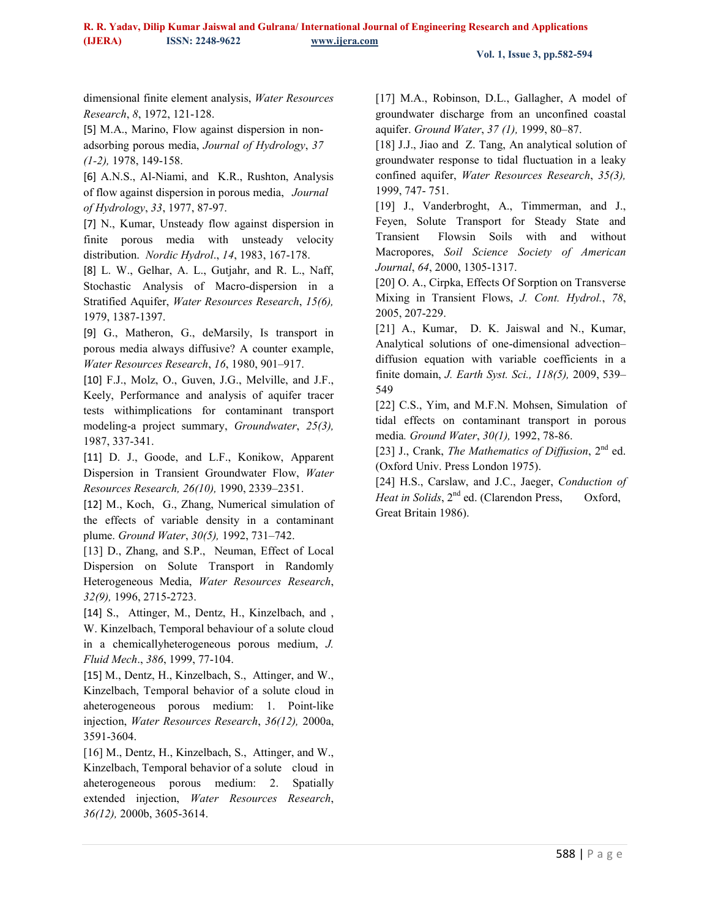dimensional finite element analysis, *Water Resources Research*, *8*, 1972, 121-128.

[5] M.A., Marino, Flow against dispersion in non-adsorbing porous media, *Journal of Hydrology*, *37 (1-2),* 1978, 149-158.

[6] A.N.S., Al-Niami, and K.R., Rushton, Analysis of flow against dispersion in porous media, *Journal of Hydrology*, *33*, 1977, 87-97.

[7] N., Kumar, Unsteady flow against dispersion in finite porous media with unsteady velocity distribution. *Nordic Hydrol*., *14*, 1983, 167-178.

[8] L. W., Gelhar, A. L., Gutjahr, and R. L., Naff, Stochastic Analysis of Macro-dispersion in a Stratified Aquifer, *Water Resources Research*, *15(6),* 1979, 1387-1397.

[9] G., Matheron, G., deMarsily, Is transport in porous media always diffusive? A counter example, *Water Resources Research*, *16*, 1980, 901–917.

[10] F.J., Molz, O., Guven, J.G., Melville, and J.F., Keely, Performance and analysis of aquifer tracer tests withimplications for contaminant transport modeling-a project summary, *Groundwater*, *25(3),* 1987, 337-341.

[11] D. J., Goode, and L.F., Konikow, Apparent Dispersion in Transient Groundwater Flow, *Water Resources Research, 26(10),* 1990, 2339–2351.

[12] M., Koch, G., Zhang, Numerical simulation of the effects of variable density in a contaminant plume. *Ground Water*, *30(5),* 1992, 731–742.

[13] D., Zhang, and S.P., Neuman, Effect of Local Dispersion on Solute Transport in Randomly Heterogeneous Media, *Water Resources Research*, *32(9),* 1996, 2715-2723.

[14] S., Attinger, M., Dentz, H., Kinzelbach, and , W. Kinzelbach, Temporal behaviour of a solute cloud in a chemicallyheterogeneous porous medium, *J. Fluid Mech*., *386*, 1999, 77-104.

[15] M., Dentz, H., Kinzelbach, S., Attinger, and W., Kinzelbach, Temporal behavior of a solute cloud in aheterogeneous porous medium: 1. Point-like injection, *Water Resources Research*, *36(12),* 2000a, 3591-3604.

[16] M., Dentz, H., Kinzelbach, S., Attinger, and W., Kinzelbach, Temporal behavior of a solute cloud in aheterogeneous porous medium: 2. Spatially extended injection, *Water Resources Research*, *36(12),* 2000b, 3605-3614.

[17] M.A., Robinson, D.L., Gallagher, A model of groundwater discharge from an unconfined coastal aquifer. *Ground Water*, *37 (1),* 1999, 80–87.

[18] J.J., Jiao and Z. Tang, An analytical solution of groundwater response to tidal fluctuation in a leaky confined aquifer, *Water Resources Research*, *35(3),* 1999, 747- 751.

[19] J., Vanderbroght, A., Timmerman, and J., Feyen, Solute Transport for Steady State and Transient Flowsin Soils with and without Macropores, *Soil Science Society of American Journal*, *64*, 2000, 1305-1317.

[20] O. A., Cirpka, Effects Of Sorption on Transverse Mixing in Transient Flows, *J. Cont. Hydrol.*, *78*, 2005, 207-229.

[21] A., Kumar, D. K. Jaiswal and N., Kumar, Analytical solutions of one-dimensional advection–diffusion equation with variable coefficients in a finite domain, *J. Earth Syst. Sci., 118(5),* 2009, 539–549

[22] C.S., Yim, and M.F.N. Mohsen, Simulation of tidal effects on contaminant transport in porous media. *Ground Water*, *30(1),* 1992, 78-86.

[23] J., Crank, *The Mathematics of Diffusion*, 2nd ed. (Oxford Univ. Press London 1975).

[24] H.S., Carslaw, and J.C., Jaeger, *Conduction of Heat in Solids*, 2nd ed. (Clarendon Press, Oxford, Great Britain 1986).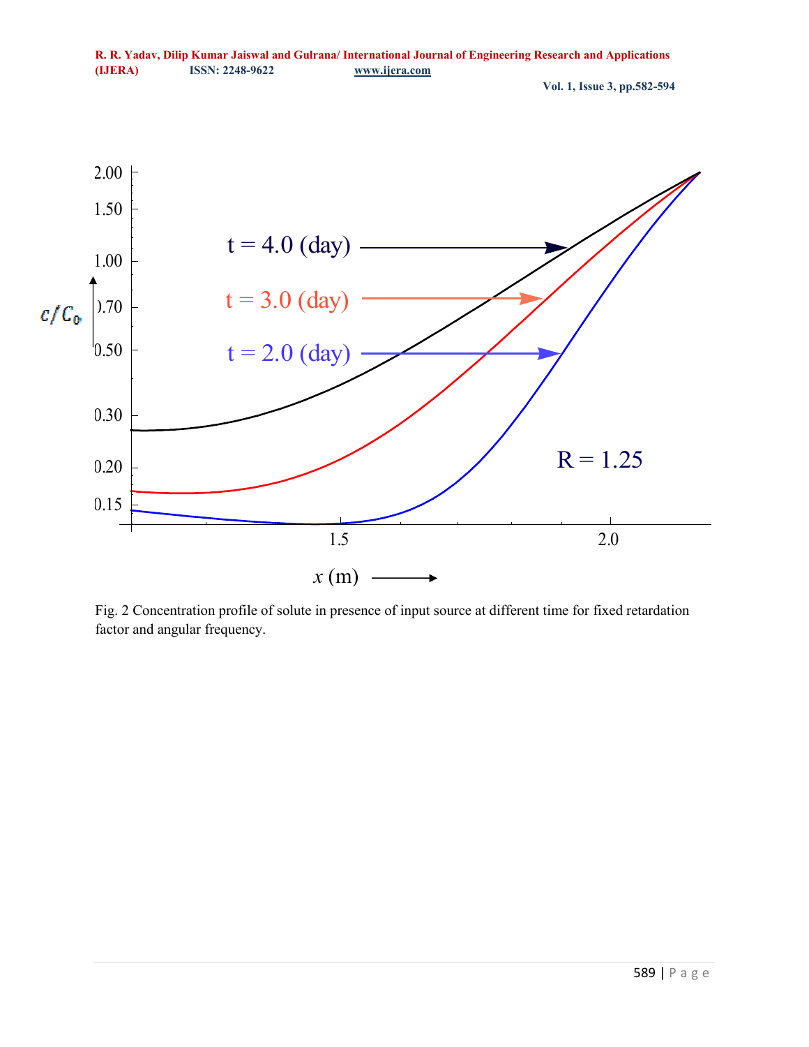2.00

1.50

1.00

0.70

0.50

0.30

0.20

0.15

$c/C_0$

t = 4.0 (day)

t = 3.0 (day)

t = 2.0 (day)

R = 1.25

1.5

2.0

$x$ (m)

Fig. 2 Concentration profile of solute in presence of input source at different time for fixed retardation factor and angular frequency.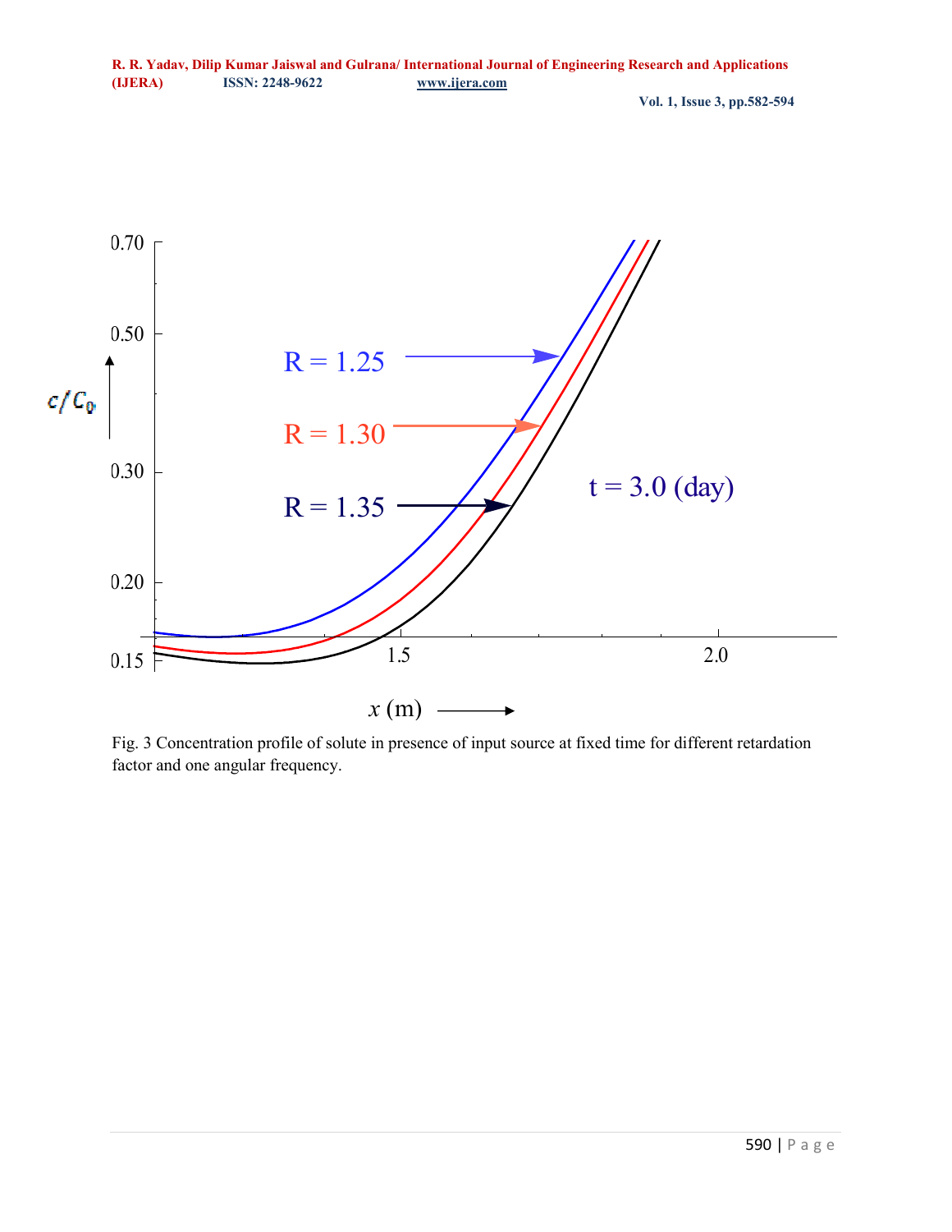0.70

0.50

0.30

0.20

0.15

$c/C_0$

R = 1.25

R = 1.30

R = 1.35

t = 3.0 (day)

1.5

2.0

$x$ (m)

Fig. 3 Concentration profile of solute in presence of input source at fixed time for different retardation factor and one angular frequency.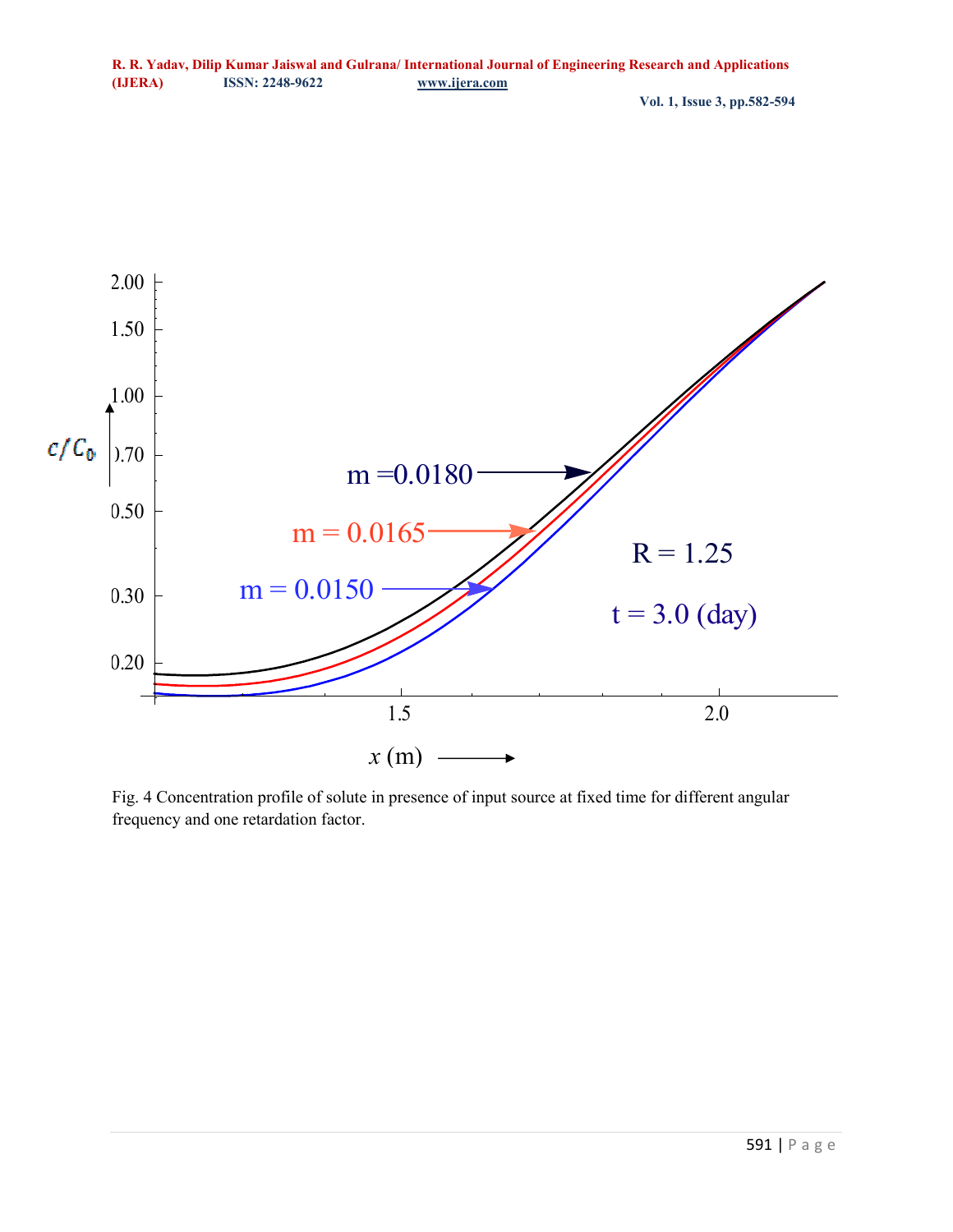2.00

1.50

1.00

$c/C_0$

0.70

0.50

0.30

0.20

1.5

2.0

$x$ (m)

m =0.0180

m = 0.0165

m = 0.0150

R = 1.25

t = 3.0 (day)

Fig. 4 Concentration profile of solute in presence of input source at fixed time for different angular frequency and one retardation factor.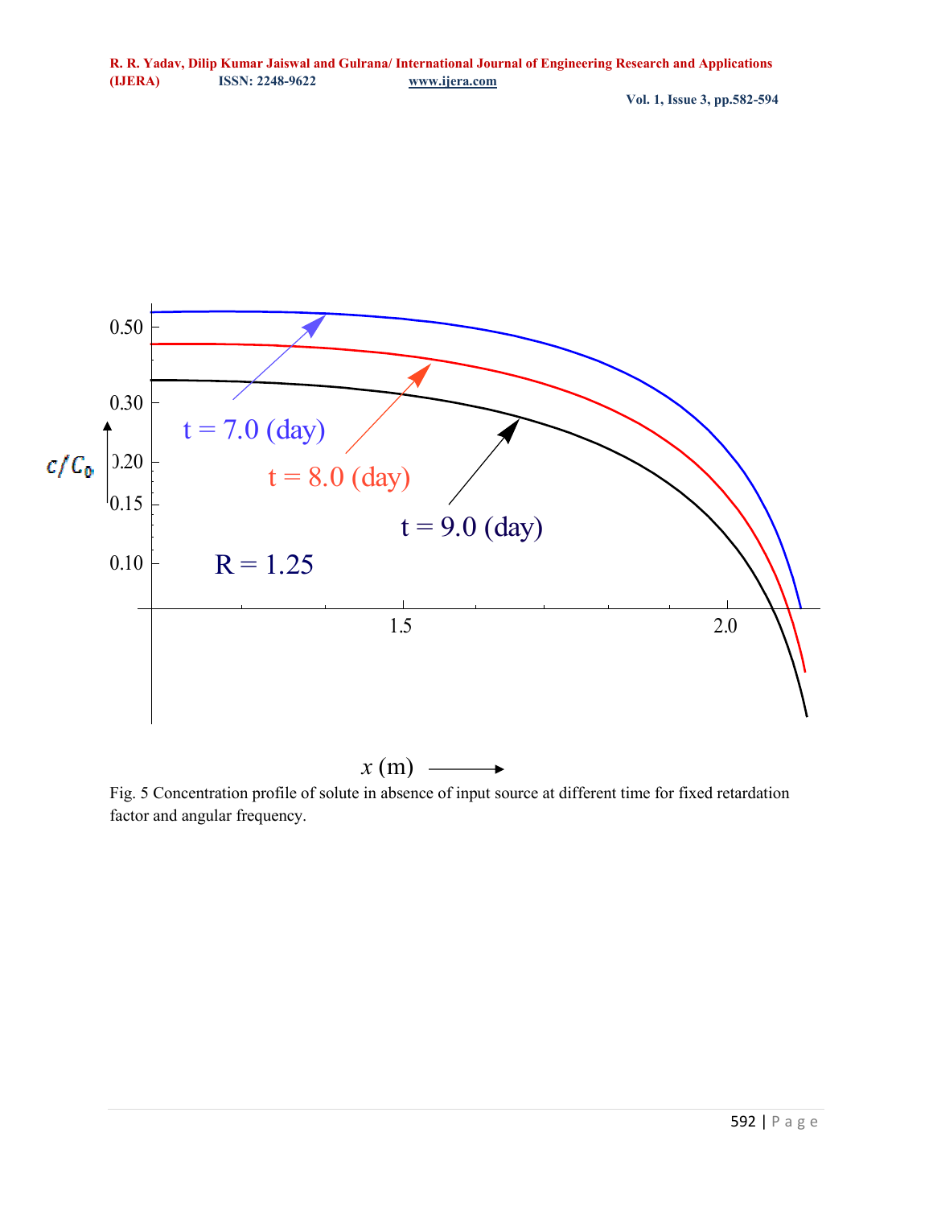0.50

0.30

0.20

0.15

0.10

$c/C_0$

t = 7.0 (day)

t = 8.0 (day)

t = 9.0 (day)

R = 1.25

1.5

2.0

$x$ (m)

Fig. 5 Concentration profile of solute in absence of input source at different time for fixed retardation factor and angular frequency.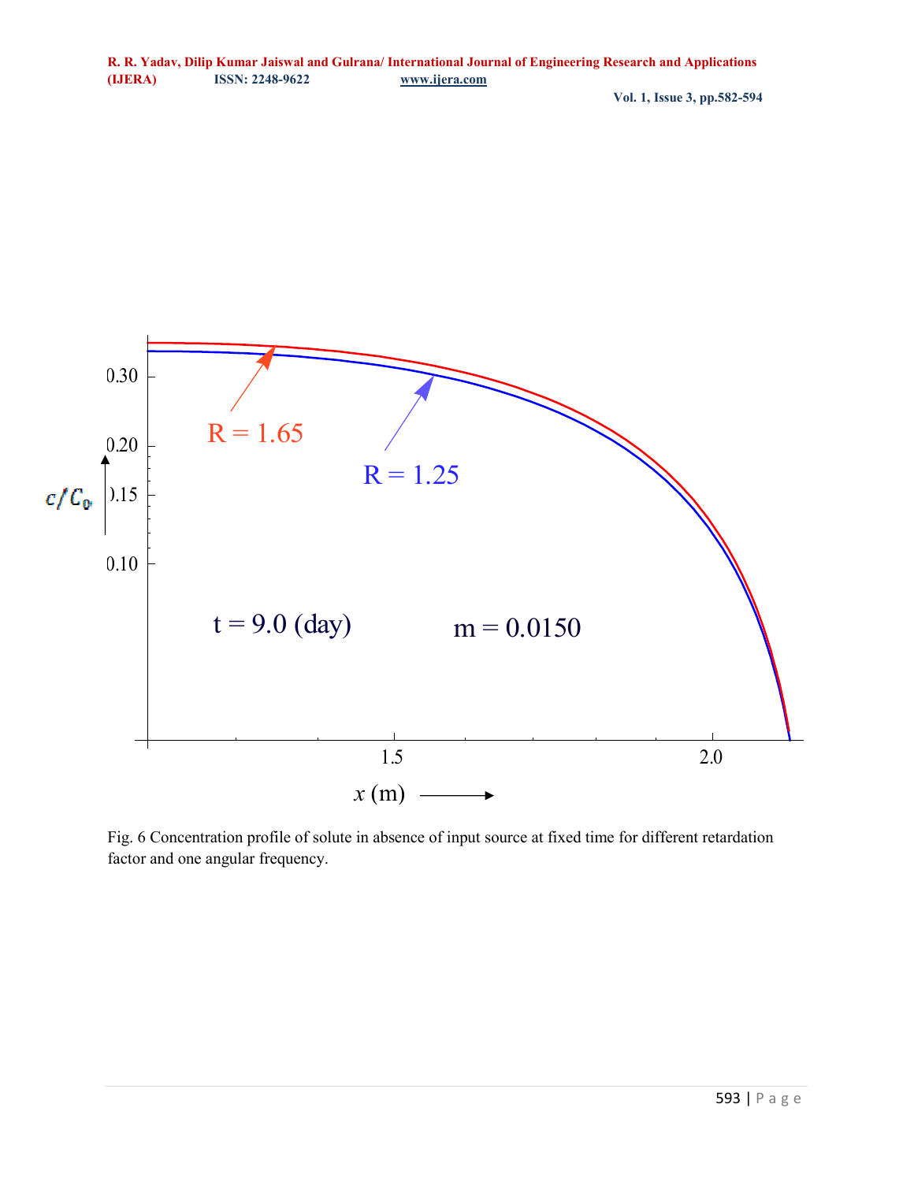0.30

0.20

0.15

0.10

$c/C_0$

R = 1.65

R = 1.25

t = 9.0 (day)

m = 0.0150

1.5

2.0

$x$ (m)

Fig. 6 Concentration profile of solute in absence of input source at fixed time for different retardation factor and one angular frequency.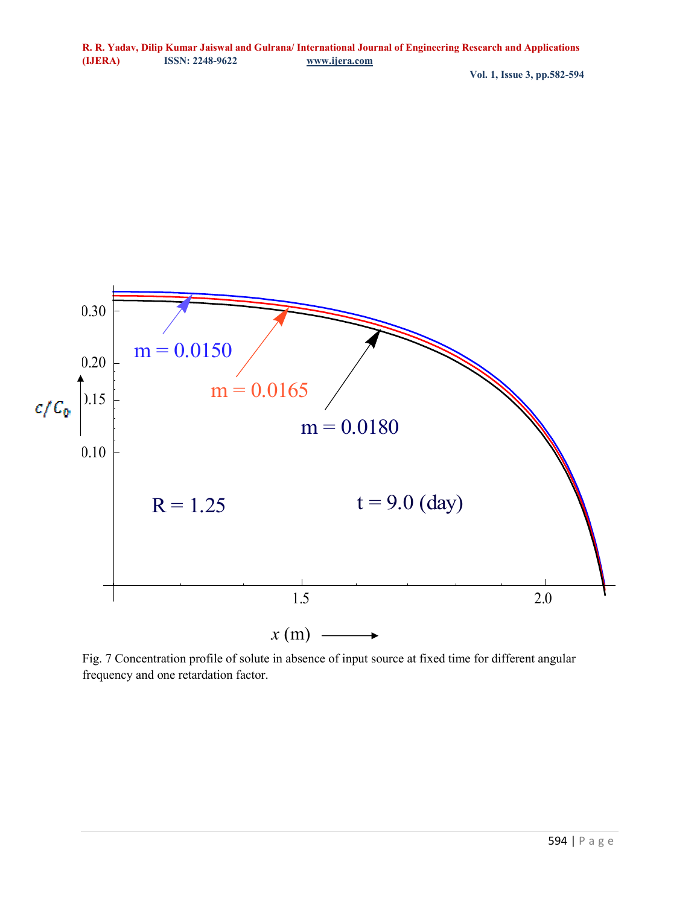0.30

0.20

0.15

0.10

$c/C_0$

m = 0.0150

m = 0.0165

m = 0.0180

R = 1.25

t = 9.0 (day)

1.5

2.0

$x$ (m)

Fig. 7 Concentration profile of solute in absence of input source at fixed time for different angular frequency and one retardation factor.